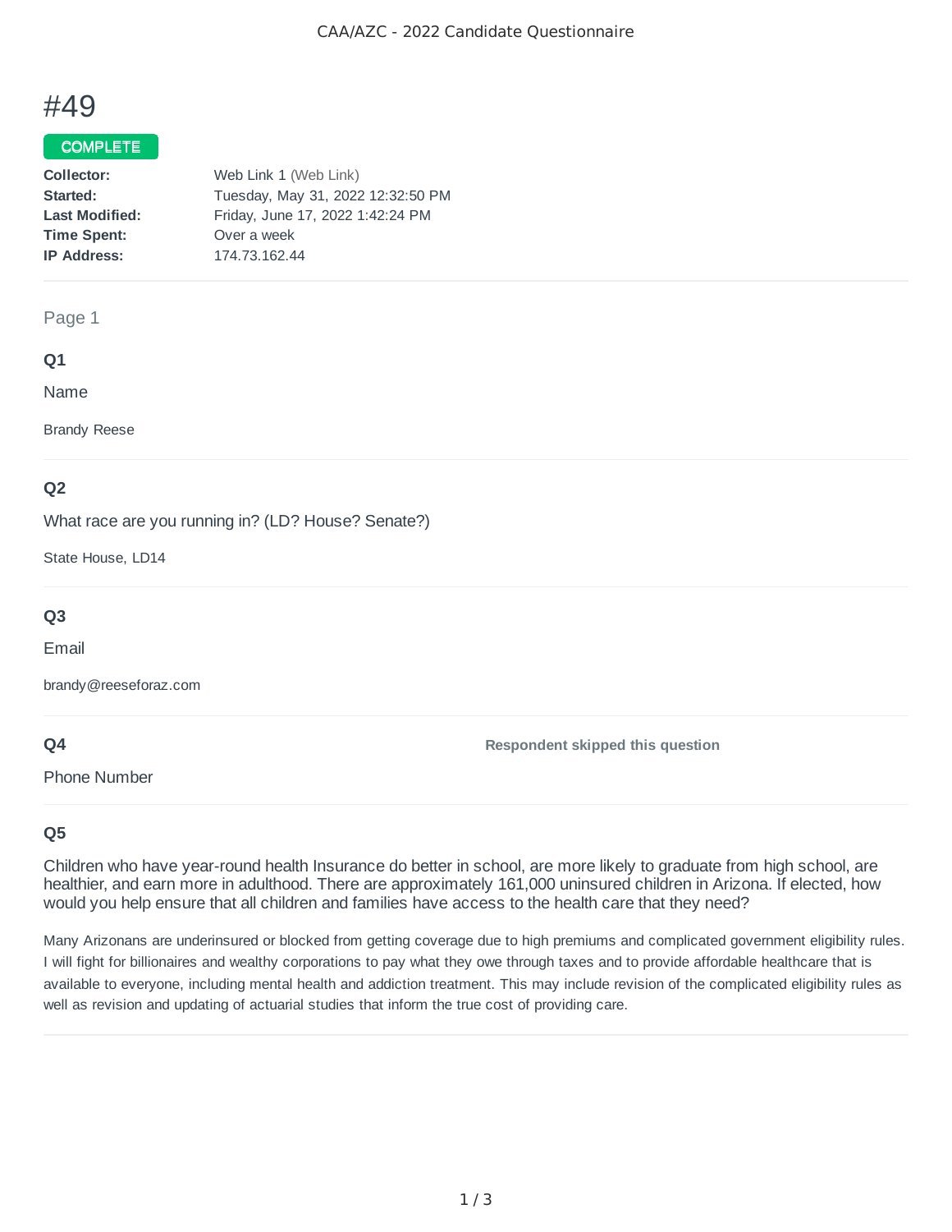# #49

**COMPLETE**

| | |
|---|---|
| **Collector:** | Web Link 1 (Web Link) |
| **Started:** | Tuesday, May 31, 2022 12:32:50 PM |
| **Last Modified:** | Friday, June 17, 2022 1:42:24 PM |
| **Time Spent:** | Over a week |
| **IP Address:** | 174.73.162.44 |

## Page 1

### Q1

Name

Brandy Reese

### Q2

What race are you running in? (LD? House? Senate?)

State House, LD14

### Q3

Email

brandy@reeseforaz.com

### Q4

Phone Number

**Respondent skipped this question**

### Q5

Children who have year-round health Insurance do better in school, are more likely to graduate from high school, are healthier, and earn more in adulthood. There are approximately 161,000 uninsured children in Arizona. If elected, how would you help ensure that all children and families have access to the health care that they need?

Many Arizonans are underinsured or blocked from getting coverage due to high premiums and complicated government eligibility rules. I will fight for billionaires and wealthy corporations to pay what they owe through taxes and to provide affordable healthcare that is available to everyone, including mental health and addiction treatment. This may include revision of the complicated eligibility rules as well as revision and updating of actuarial studies that inform the true cost of providing care.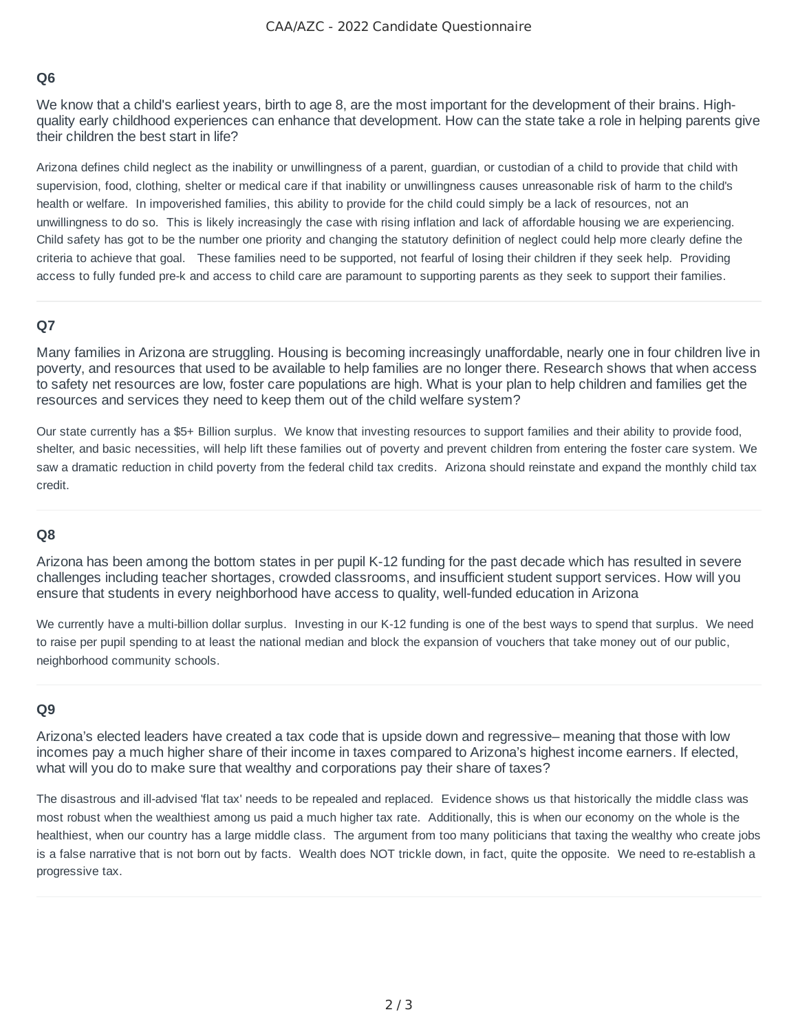## Q6

We know that a child's earliest years, birth to age 8, are the most important for the development of their brains. High-quality early childhood experiences can enhance that development. How can the state take a role in helping parents give their children the best start in life?

Arizona defines child neglect as the inability or unwillingness of a parent, guardian, or custodian of a child to provide that child with supervision, food, clothing, shelter or medical care if that inability or unwillingness causes unreasonable risk of harm to the child's health or welfare. In impoverished families, this ability to provide for the child could simply be a lack of resources, not an unwillingness to do so. This is likely increasingly the case with rising inflation and lack of affordable housing we are experiencing. Child safety has got to be the number one priority and changing the statutory definition of neglect could help more clearly define the criteria to achieve that goal. These families need to be supported, not fearful of losing their children if they seek help. Providing access to fully funded pre-k and access to child care are paramount to supporting parents as they seek to support their families.

---

## Q7

Many families in Arizona are struggling. Housing is becoming increasingly unaffordable, nearly one in four children live in poverty, and resources that used to be available to help families are no longer there. Research shows that when access to safety net resources are low, foster care populations are high. What is your plan to help children and families get the resources and services they need to keep them out of the child welfare system?

Our state currently has a $5+ Billion surplus. We know that investing resources to support families and their ability to provide food, shelter, and basic necessities, will help lift these families out of poverty and prevent children from entering the foster care system. We saw a dramatic reduction in child poverty from the federal child tax credits. Arizona should reinstate and expand the monthly child tax credit.

---

## Q8

Arizona has been among the bottom states in per pupil K-12 funding for the past decade which has resulted in severe challenges including teacher shortages, crowded classrooms, and insufficient student support services. How will you ensure that students in every neighborhood have access to quality, well-funded education in Arizona

We currently have a multi-billion dollar surplus. Investing in our K-12 funding is one of the best ways to spend that surplus. We need to raise per pupil spending to at least the national median and block the expansion of vouchers that take money out of our public, neighborhood community schools.

---

## Q9

Arizona's elected leaders have created a tax code that is upside down and regressive– meaning that those with low incomes pay a much higher share of their income in taxes compared to Arizona's highest income earners. If elected, what will you do to make sure that wealthy and corporations pay their share of taxes?

The disastrous and ill-advised 'flat tax' needs to be repealed and replaced. Evidence shows us that historically the middle class was most robust when the wealthiest among us paid a much higher tax rate. Additionally, this is when our economy on the whole is the healthiest, when our country has a large middle class. The argument from too many politicians that taxing the wealthy who create jobs is a false narrative that is not born out by facts. Wealth does NOT trickle down, in fact, quite the opposite. We need to re-establish a progressive tax.

---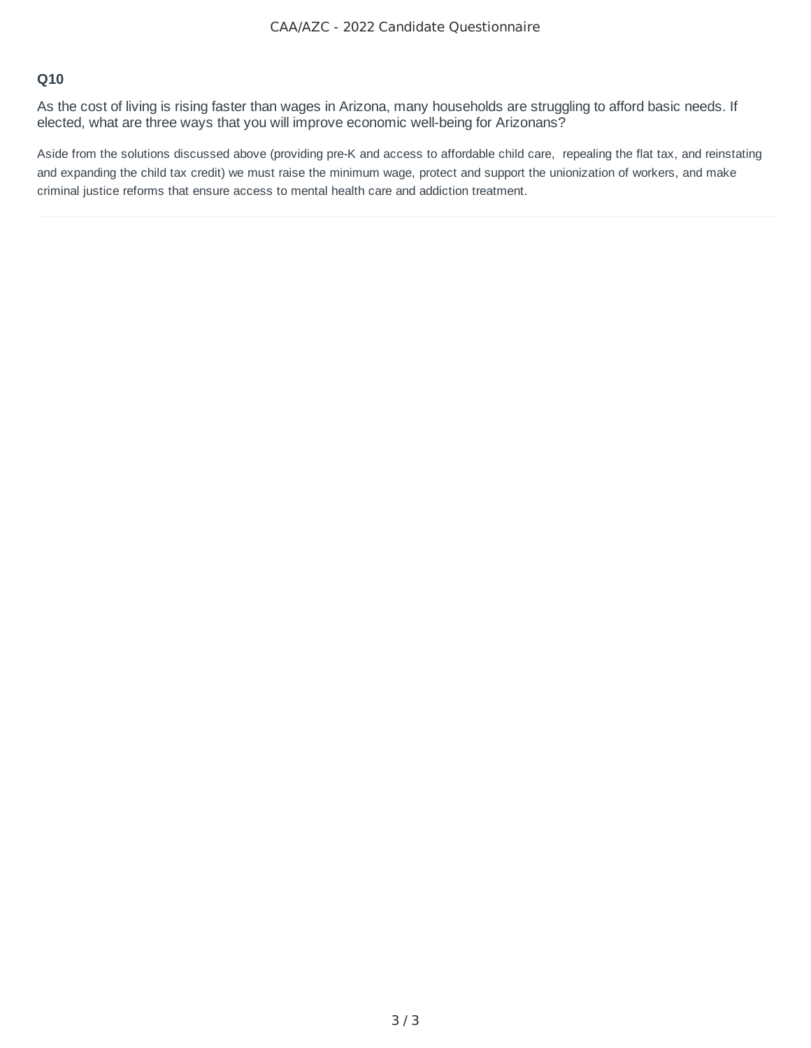### Q10

As the cost of living is rising faster than wages in Arizona, many households are struggling to afford basic needs. If elected, what are three ways that you will improve economic well-being for Arizonans?

Aside from the solutions discussed above (providing pre-K and access to affordable child care, repealing the flat tax, and reinstating and expanding the child tax credit) we must raise the minimum wage, protect and support the unionization of workers, and make criminal justice reforms that ensure access to mental health care and addiction treatment.